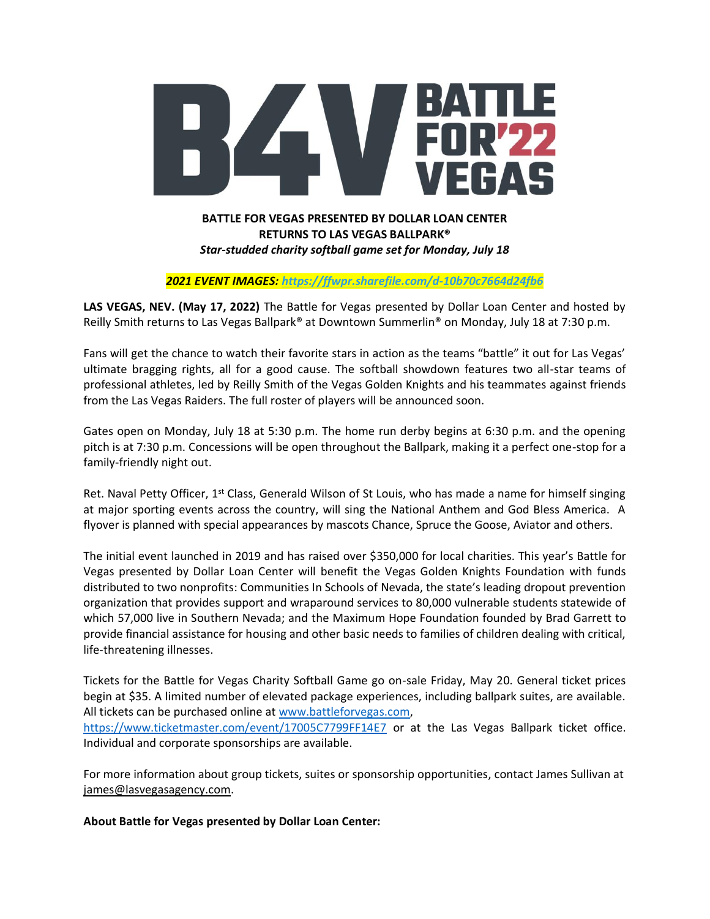B4V BATTLE FOR '22 VEGAS

**BATTLE FOR VEGAS PRESENTED BY DOLLAR LOAN CENTER**
**RETURNS TO LAS VEGAS BALLPARK®**
***Star-studded charity softball game set for Monday, July 18***

***2021 EVENT IMAGES: https://ffwpr.sharefile.com/d-10b70c7664d24fb6***

**LAS VEGAS, NEV. (May 17, 2022)** The Battle for Vegas presented by Dollar Loan Center and hosted by Reilly Smith returns to Las Vegas Ballpark® at Downtown Summerlin® on Monday, July 18 at 7:30 p.m.

Fans will get the chance to watch their favorite stars in action as the teams "battle" it out for Las Vegas' ultimate bragging rights, all for a good cause. The softball showdown features two all-star teams of professional athletes, led by Reilly Smith of the Vegas Golden Knights and his teammates against friends from the Las Vegas Raiders. The full roster of players will be announced soon.

Gates open on Monday, July 18 at 5:30 p.m. The home run derby begins at 6:30 p.m. and the opening pitch is at 7:30 p.m. Concessions will be open throughout the Ballpark, making it a perfect one-stop for a family-friendly night out.

Ret. Naval Petty Officer, 1st Class, Generald Wilson of St Louis, who has made a name for himself singing at major sporting events across the country, will sing the National Anthem and God Bless America. A flyover is planned with special appearances by mascots Chance, Spruce the Goose, Aviator and others.

The initial event launched in 2019 and has raised over $350,000 for local charities. This year's Battle for Vegas presented by Dollar Loan Center will benefit the Vegas Golden Knights Foundation with funds distributed to two nonprofits: Communities In Schools of Nevada, the state's leading dropout prevention organization that provides support and wraparound services to 80,000 vulnerable students statewide of which 57,000 live in Southern Nevada; and the Maximum Hope Foundation founded by Brad Garrett to provide financial assistance for housing and other basic needs to families of children dealing with critical, life-threatening illnesses.

Tickets for the Battle for Vegas Charity Softball Game go on-sale Friday, May 20. General ticket prices begin at $35. A limited number of elevated package experiences, including ballpark suites, are available. All tickets can be purchased online at www.battleforvegas.com, https://www.ticketmaster.com/event/17005C7799FF14E7 or at the Las Vegas Ballpark ticket office. Individual and corporate sponsorships are available.

For more information about group tickets, suites or sponsorship opportunities, contact James Sullivan at james@lasvegasagency.com.

**About Battle for Vegas presented by Dollar Loan Center:**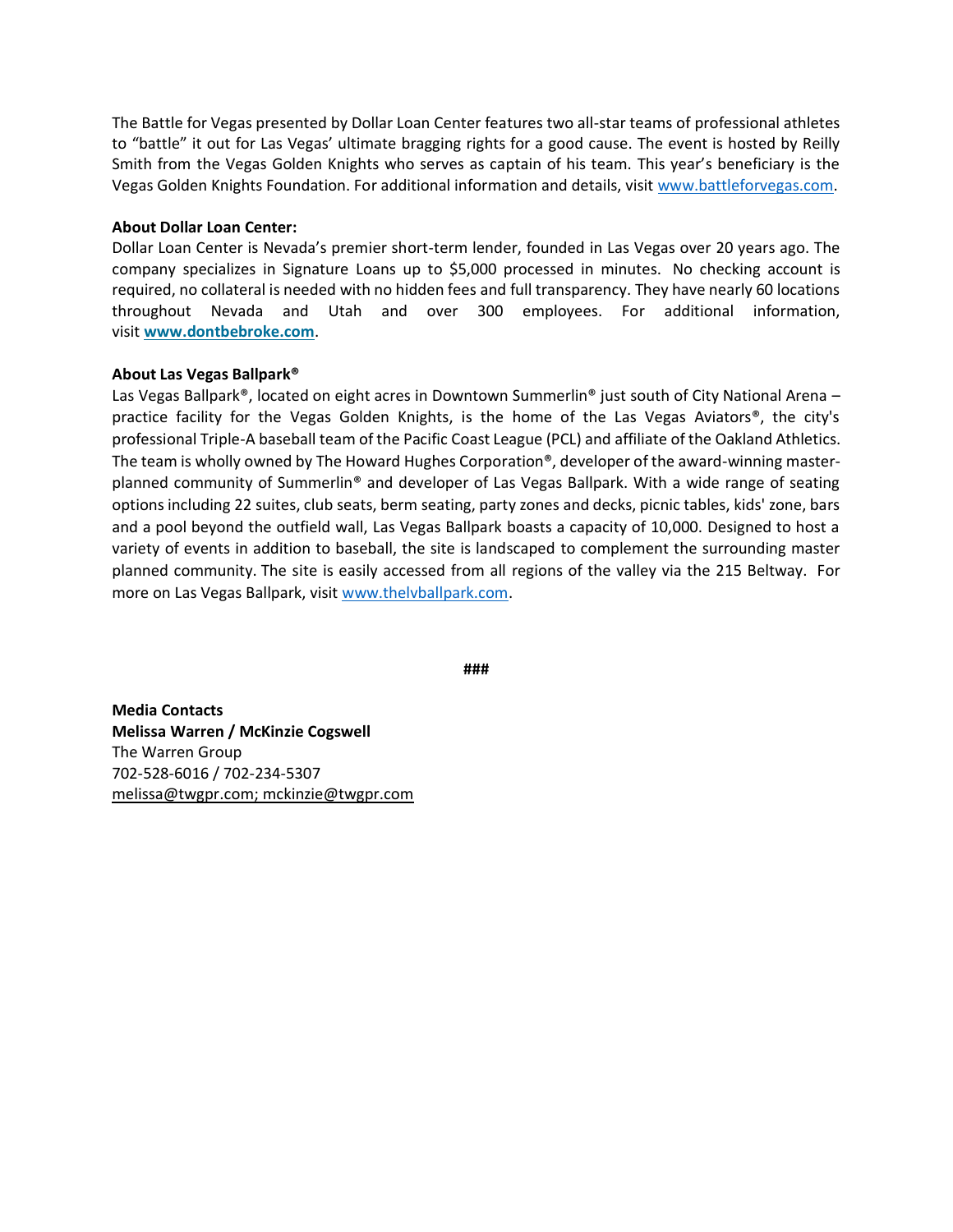The Battle for Vegas presented by Dollar Loan Center features two all-star teams of professional athletes to "battle" it out for Las Vegas' ultimate bragging rights for a good cause. The event is hosted by Reilly Smith from the Vegas Golden Knights who serves as captain of his team. This year's beneficiary is the Vegas Golden Knights Foundation. For additional information and details, visit www.battleforvegas.com.

**About Dollar Loan Center:**
Dollar Loan Center is Nevada's premier short-term lender, founded in Las Vegas over 20 years ago. The company specializes in Signature Loans up to $5,000 processed in minutes. No checking account is required, no collateral is needed with no hidden fees and full transparency. They have nearly 60 locations throughout Nevada and Utah and over 300 employees. For additional information, visit **www.dontbebroke.com**.

**About Las Vegas Ballpark®**
Las Vegas Ballpark®, located on eight acres in Downtown Summerlin® just south of City National Arena – practice facility for the Vegas Golden Knights, is the home of the Las Vegas Aviators®, the city's professional Triple-A baseball team of the Pacific Coast League (PCL) and affiliate of the Oakland Athletics. The team is wholly owned by The Howard Hughes Corporation®, developer of the award-winning master-planned community of Summerlin® and developer of Las Vegas Ballpark. With a wide range of seating options including 22 suites, club seats, berm seating, party zones and decks, picnic tables, kids' zone, bars and a pool beyond the outfield wall, Las Vegas Ballpark boasts a capacity of 10,000. Designed to host a variety of events in addition to baseball, the site is landscaped to complement the surrounding master planned community. The site is easily accessed from all regions of the valley via the 215 Beltway. For more on Las Vegas Ballpark, visit www.thelvballpark.com.

###

**Media Contacts**
**Melissa Warren / McKinzie Cogswell**
The Warren Group
702-528-6016 / 702-234-5307
melissa@twgpr.com; mckinzie@twgpr.com